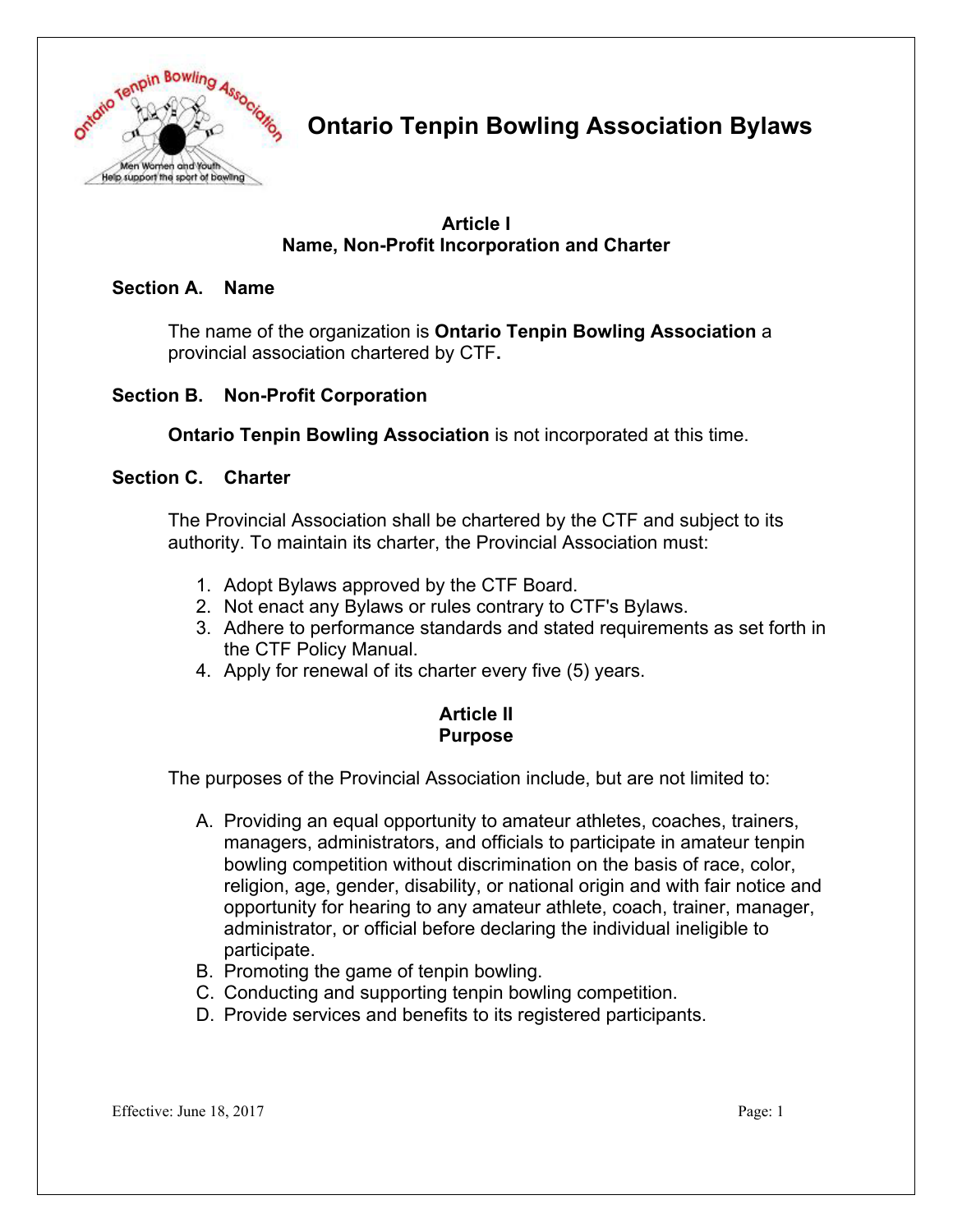# Ontario Tenpin Bowling Association Bylaws

## Article I
## Name, Non-Profit Incorporation and Charter

### Section A. Name

The name of the organization is **Ontario Tenpin Bowling Association** a provincial association chartered by CTF**.**

### Section B. Non-Profit Corporation

**Ontario Tenpin Bowling Association** is not incorporated at this time.

### Section C. Charter

The Provincial Association shall be chartered by the CTF and subject to its authority. To maintain its charter, the Provincial Association must:

1. Adopt Bylaws approved by the CTF Board.
2. Not enact any Bylaws or rules contrary to CTF's Bylaws.
3. Adhere to performance standards and stated requirements as set forth in the CTF Policy Manual.
4. Apply for renewal of its charter every five (5) years.

## Article II
## Purpose

The purposes of the Provincial Association include, but are not limited to:

A. Providing an equal opportunity to amateur athletes, coaches, trainers, managers, administrators, and officials to participate in amateur tenpin bowling competition without discrimination on the basis of race, color, religion, age, gender, disability, or national origin and with fair notice and opportunity for hearing to any amateur athlete, coach, trainer, manager, administrator, or official before declaring the individual ineligible to participate.
B. Promoting the game of tenpin bowling.
C. Conducting and supporting tenpin bowling competition.
D. Provide services and benefits to its registered participants.

Effective: June 18, 2017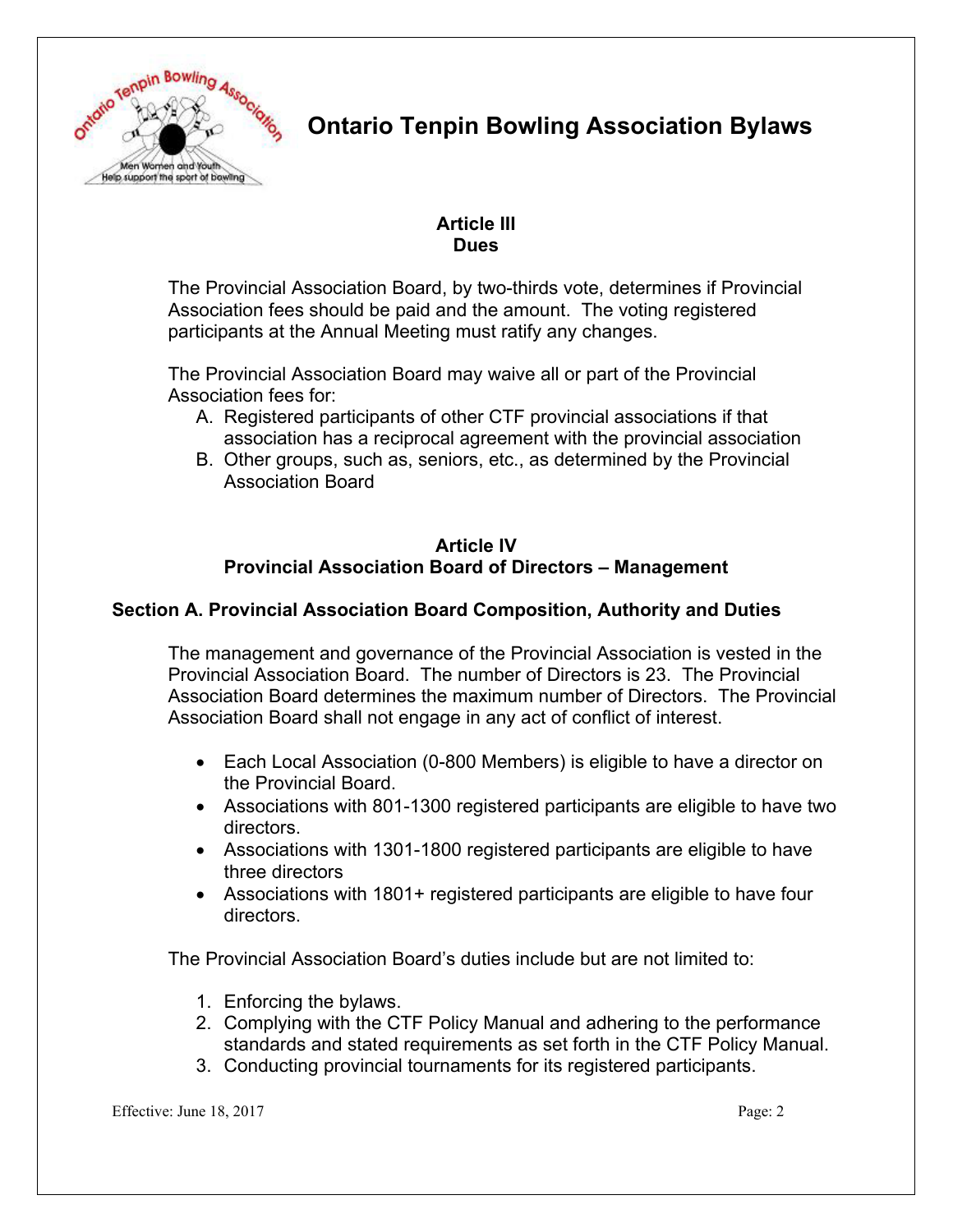## Article III
## Dues

The Provincial Association Board, by two-thirds vote, determines if Provincial Association fees should be paid and the amount. The voting registered participants at the Annual Meeting must ratify any changes.

The Provincial Association Board may waive all or part of the Provincial Association fees for:

A. Registered participants of other CTF provincial associations if that association has a reciprocal agreement with the provincial association
B. Other groups, such as, seniors, etc., as determined by the Provincial Association Board

## Article IV
## Provincial Association Board of Directors – Management

### Section A. Provincial Association Board Composition, Authority and Duties

The management and governance of the Provincial Association is vested in the Provincial Association Board. The number of Directors is 23. The Provincial Association Board determines the maximum number of Directors. The Provincial Association Board shall not engage in any act of conflict of interest.

- Each Local Association (0-800 Members) is eligible to have a director on the Provincial Board.
- Associations with 801-1300 registered participants are eligible to have two directors.
- Associations with 1301-1800 registered participants are eligible to have three directors
- Associations with 1801+ registered participants are eligible to have four directors.

The Provincial Association Board's duties include but are not limited to:

1. Enforcing the bylaws.
2. Complying with the CTF Policy Manual and adhering to the performance standards and stated requirements as set forth in the CTF Policy Manual.
3. Conducting provincial tournaments for its registered participants.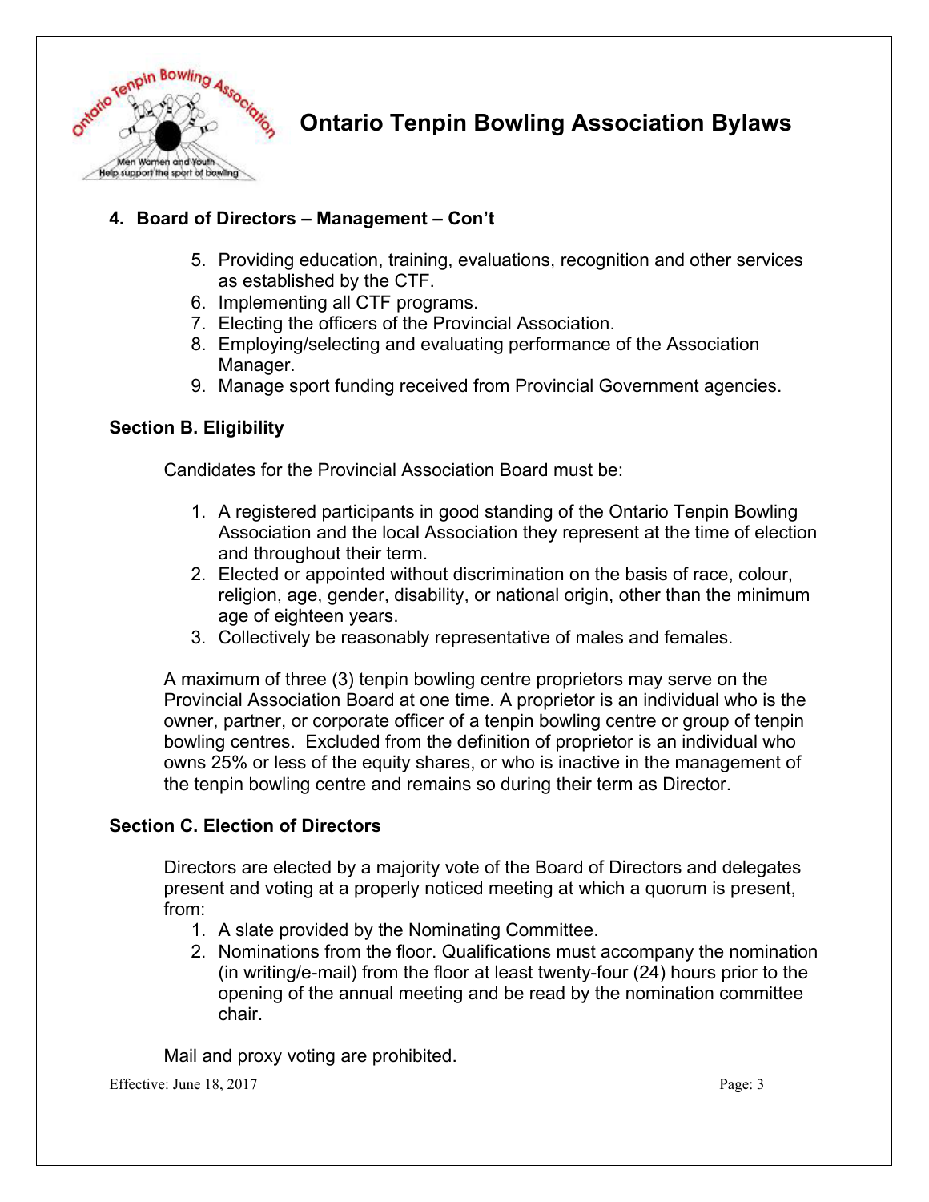### 4. Board of Directors – Management – Con't

5. Providing education, training, evaluations, recognition and other services as established by the CTF.
6. Implementing all CTF programs.
7. Electing the officers of the Provincial Association.
8. Employing/selecting and evaluating performance of the Association Manager.
9. Manage sport funding received from Provincial Government agencies.

### Section B. Eligibility

Candidates for the Provincial Association Board must be:

1. A registered participants in good standing of the Ontario Tenpin Bowling Association and the local Association they represent at the time of election and throughout their term.
2. Elected or appointed without discrimination on the basis of race, colour, religion, age, gender, disability, or national origin, other than the minimum age of eighteen years.
3. Collectively be reasonably representative of males and females.

A maximum of three (3) tenpin bowling centre proprietors may serve on the Provincial Association Board at one time. A proprietor is an individual who is the owner, partner, or corporate officer of a tenpin bowling centre or group of tenpin bowling centres. Excluded from the definition of proprietor is an individual who owns 25% or less of the equity shares, or who is inactive in the management of the tenpin bowling centre and remains so during their term as Director.

### Section C. Election of Directors

Directors are elected by a majority vote of the Board of Directors and delegates present and voting at a properly noticed meeting at which a quorum is present, from:

1. A slate provided by the Nominating Committee.
2. Nominations from the floor. Qualifications must accompany the nomination (in writing/e-mail) from the floor at least twenty-four (24) hours prior to the opening of the annual meeting and be read by the nomination committee chair.

Mail and proxy voting are prohibited.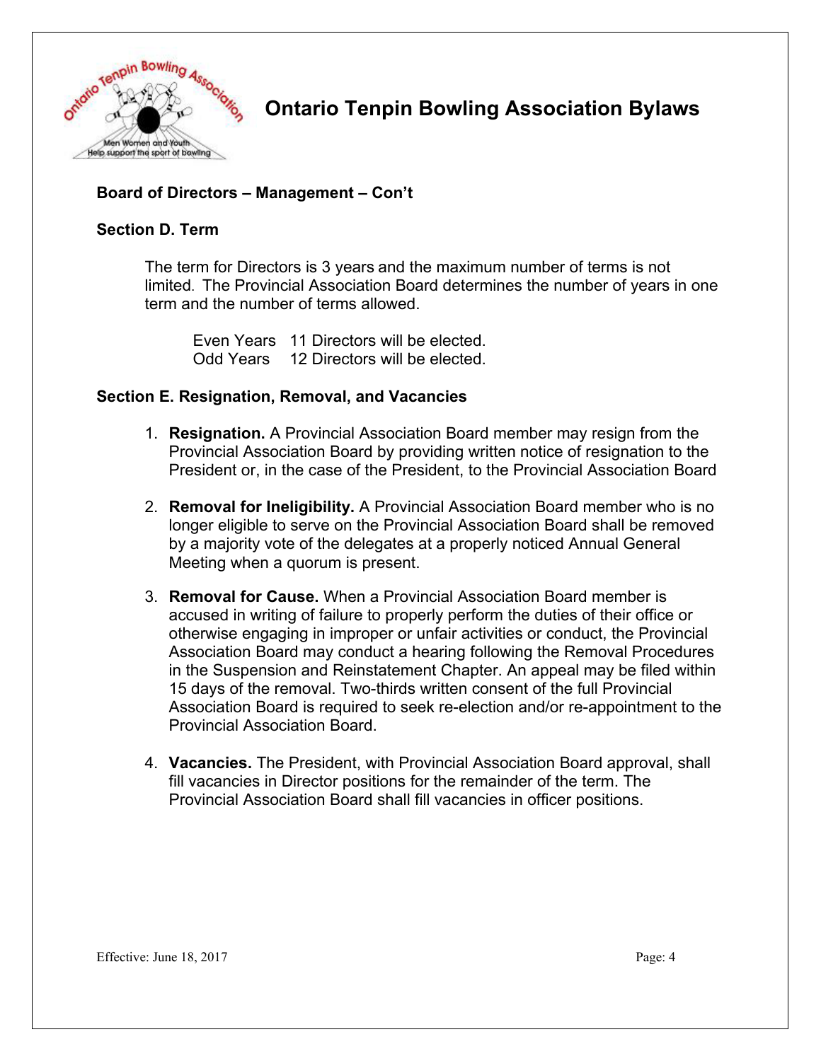**Board of Directors – Management – Con't**

**Section D. Term**

The term for Directors is 3 years and the maximum number of terms is not limited. The Provincial Association Board determines the number of years in one term and the number of terms allowed.

| | |
|---|---|
| Even Years | 11 Directors will be elected. |
| Odd Years | 12 Directors will be elected. |

**Section E. Resignation, Removal, and Vacancies**

1. **Resignation.** A Provincial Association Board member may resign from the Provincial Association Board by providing written notice of resignation to the President or, in the case of the President, to the Provincial Association Board

2. **Removal for Ineligibility.** A Provincial Association Board member who is no longer eligible to serve on the Provincial Association Board shall be removed by a majority vote of the delegates at a properly noticed Annual General Meeting when a quorum is present.

3. **Removal for Cause.** When a Provincial Association Board member is accused in writing of failure to properly perform the duties of their office or otherwise engaging in improper or unfair activities or conduct, the Provincial Association Board may conduct a hearing following the Removal Procedures in the Suspension and Reinstatement Chapter. An appeal may be filed within 15 days of the removal. Two-thirds written consent of the full Provincial Association Board is required to seek re-election and/or re-appointment to the Provincial Association Board.

4. **Vacancies.** The President, with Provincial Association Board approval, shall fill vacancies in Director positions for the remainder of the term. The Provincial Association Board shall fill vacancies in officer positions.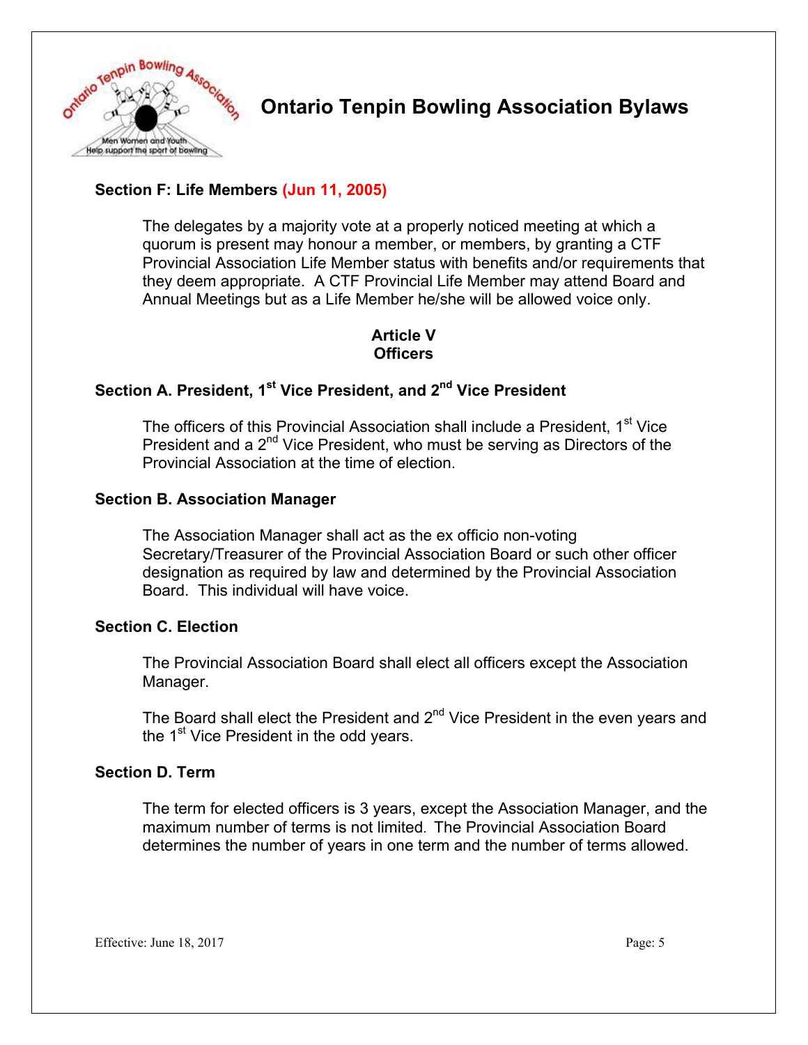### Section F: Life Members (Jun 11, 2005)

The delegates by a majority vote at a properly noticed meeting at which a quorum is present may honour a member, or members, by granting a CTF Provincial Association Life Member status with benefits and/or requirements that they deem appropriate. A CTF Provincial Life Member may attend Board and Annual Meetings but as a Life Member he/she will be allowed voice only.

## Article V
## Officers

### Section A. President, 1st Vice President, and 2nd Vice President

The officers of this Provincial Association shall include a President, 1st Vice President and a 2nd Vice President, who must be serving as Directors of the Provincial Association at the time of election.

### Section B. Association Manager

The Association Manager shall act as the ex officio non-voting Secretary/Treasurer of the Provincial Association Board or such other officer designation as required by law and determined by the Provincial Association Board. This individual will have voice.

### Section C. Election

The Provincial Association Board shall elect all officers except the Association Manager.

The Board shall elect the President and 2nd Vice President in the even years and the 1st Vice President in the odd years.

### Section D. Term

The term for elected officers is 3 years, except the Association Manager, and the maximum number of terms is not limited. The Provincial Association Board determines the number of years in one term and the number of terms allowed.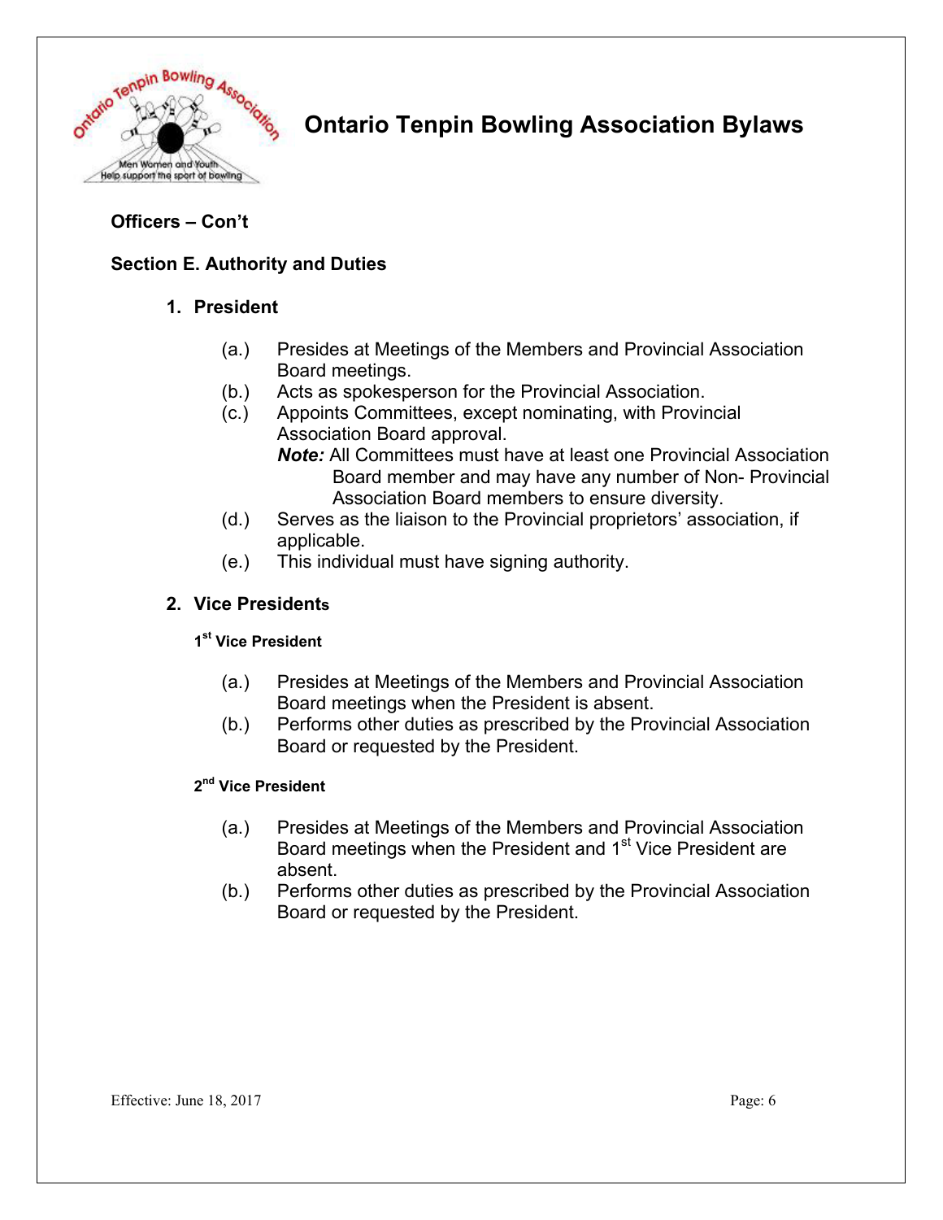## Officers – Con't

### Section E. Authority and Duties

1. **President**

    (a.) Presides at Meetings of the Members and Provincial Association Board meetings.
    (b.) Acts as spokesperson for the Provincial Association.
    (c.) Appoints Committees, except nominating, with Provincial Association Board approval.
    ***Note:*** All Committees must have at least one Provincial Association Board member and may have any number of Non- Provincial Association Board members to ensure diversity.
    (d.) Serves as the liaison to the Provincial proprietors' association, if applicable.
    (e.) This individual must have signing authority.

2. **Vice Presidents**

    **1st Vice President**

    (a.) Presides at Meetings of the Members and Provincial Association Board meetings when the President is absent.
    (b.) Performs other duties as prescribed by the Provincial Association Board or requested by the President.

    **2nd Vice President**

    (a.) Presides at Meetings of the Members and Provincial Association Board meetings when the President and 1st Vice President are absent.
    (b.) Performs other duties as prescribed by the Provincial Association Board or requested by the President.

Effective: June 18, 2017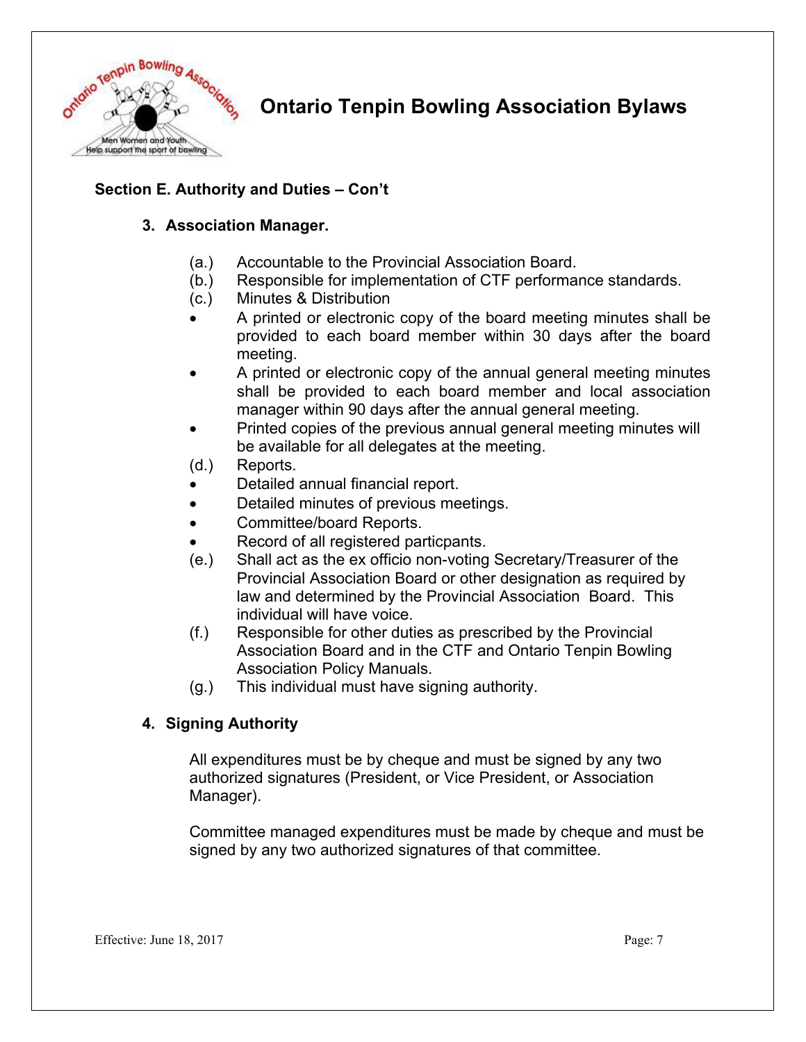**Section E. Authority and Duties – Con't**

**3. Association Manager.**

(a.) Accountable to the Provincial Association Board.

(b.) Responsible for implementation of CTF performance standards.

(c.) Minutes & Distribution

- A printed or electronic copy of the board meeting minutes shall be provided to each board member within 30 days after the board meeting.
- A printed or electronic copy of the annual general meeting minutes shall be provided to each board member and local association manager within 90 days after the annual general meeting.
- Printed copies of the previous annual general meeting minutes will be available for all delegates at the meeting.

(d.) Reports.

- Detailed annual financial report.
- Detailed minutes of previous meetings.
- Committee/board Reports.
- Record of all registered particpants.

(e.) Shall act as the ex officio non-voting Secretary/Treasurer of the Provincial Association Board or other designation as required by law and determined by the Provincial Association Board. This individual will have voice.

(f.) Responsible for other duties as prescribed by the Provincial Association Board and in the CTF and Ontario Tenpin Bowling Association Policy Manuals.

(g.) This individual must have signing authority.

**4. Signing Authority**

All expenditures must be by cheque and must be signed by any two authorized signatures (President, or Vice President, or Association Manager).

Committee managed expenditures must be made by cheque and must be signed by any two authorized signatures of that committee.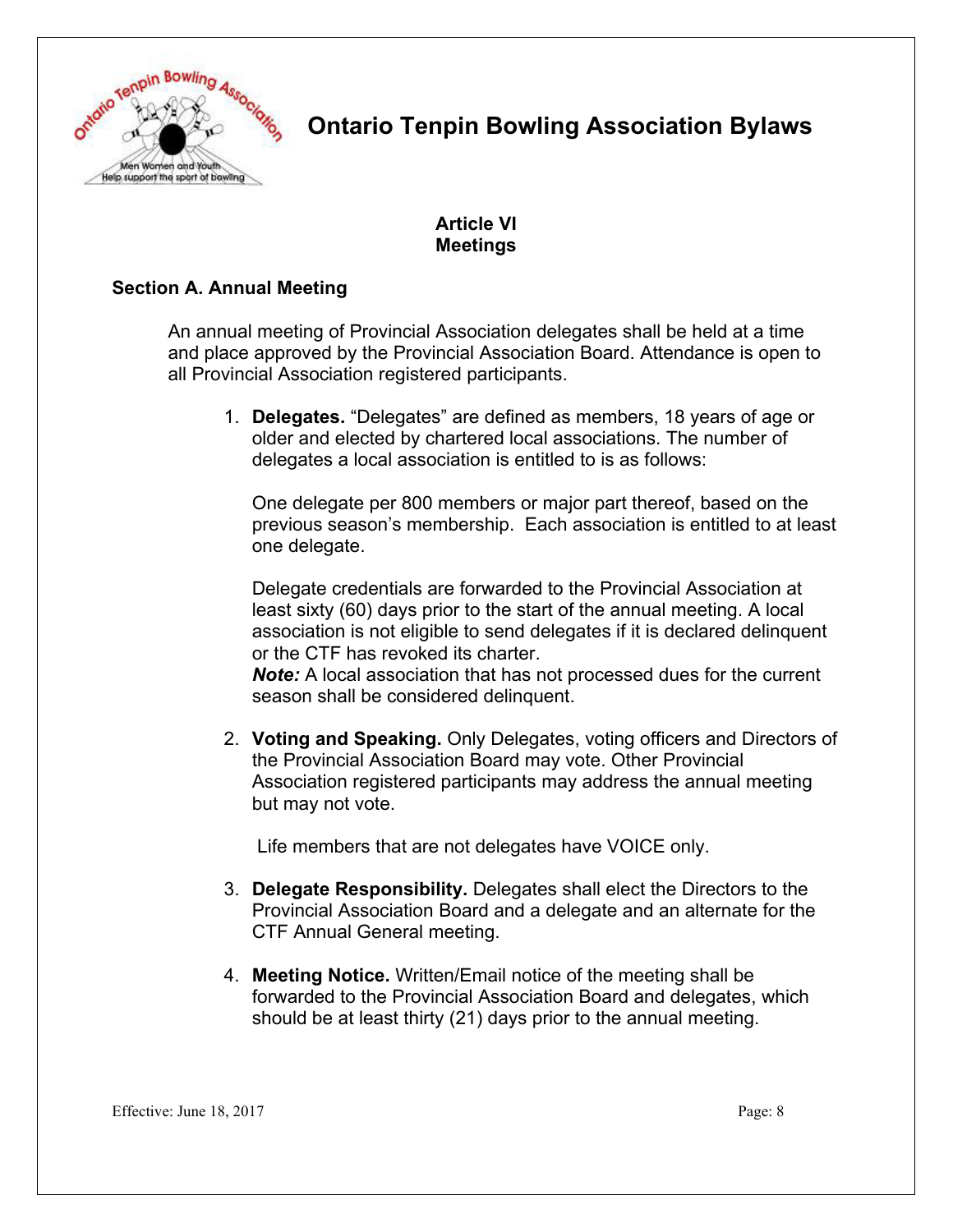## Article VI
## Meetings

### Section A. Annual Meeting

An annual meeting of Provincial Association delegates shall be held at a time and place approved by the Provincial Association Board. Attendance is open to all Provincial Association registered participants.

1. **Delegates.** "Delegates" are defined as members, 18 years of age or older and elected by chartered local associations. The number of delegates a local association is entitled to is as follows:

   One delegate per 800 members or major part thereof, based on the previous season's membership. Each association is entitled to at least one delegate.

   Delegate credentials are forwarded to the Provincial Association at least sixty (60) days prior to the start of the annual meeting. A local association is not eligible to send delegates if it is declared delinquent or the CTF has revoked its charter.
   ***Note:*** A local association that has not processed dues for the current season shall be considered delinquent.

2. **Voting and Speaking.** Only Delegates, voting officers and Directors of the Provincial Association Board may vote. Other Provincial Association registered participants may address the annual meeting but may not vote.

   Life members that are not delegates have VOICE only.

3. **Delegate Responsibility.** Delegates shall elect the Directors to the Provincial Association Board and a delegate and an alternate for the CTF Annual General meeting.

4. **Meeting Notice.** Written/Email notice of the meeting shall be forwarded to the Provincial Association Board and delegates, which should be at least thirty (21) days prior to the annual meeting.

Effective: June 18, 2017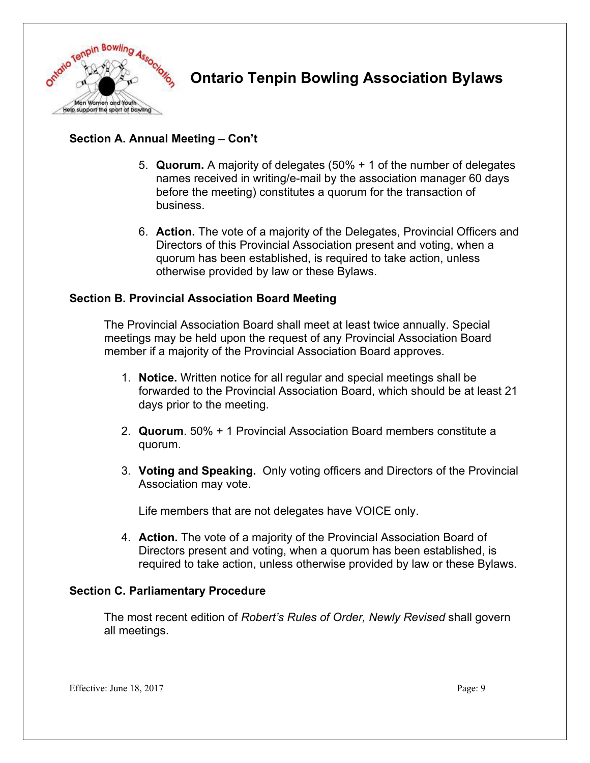## Section A. Annual Meeting – Con't

5. **Quorum.** A majority of delegates (50% + 1 of the number of delegates names received in writing/e-mail by the association manager 60 days before the meeting) constitutes a quorum for the transaction of business.

6. **Action.** The vote of a majority of the Delegates, Provincial Officers and Directors of this Provincial Association present and voting, when a quorum has been established, is required to take action, unless otherwise provided by law or these Bylaws.

## Section B. Provincial Association Board Meeting

The Provincial Association Board shall meet at least twice annually. Special meetings may be held upon the request of any Provincial Association Board member if a majority of the Provincial Association Board approves.

1. **Notice.** Written notice for all regular and special meetings shall be forwarded to the Provincial Association Board, which should be at least 21 days prior to the meeting.

2. **Quorum**. 50% + 1 Provincial Association Board members constitute a quorum.

3. **Voting and Speaking.** Only voting officers and Directors of the Provincial Association may vote.

   Life members that are not delegates have VOICE only.

4. **Action.** The vote of a majority of the Provincial Association Board of Directors present and voting, when a quorum has been established, is required to take action, unless otherwise provided by law or these Bylaws.

## Section C. Parliamentary Procedure

The most recent edition of *Robert's Rules of Order, Newly Revised* shall govern all meetings.

Effective: June 18, 2017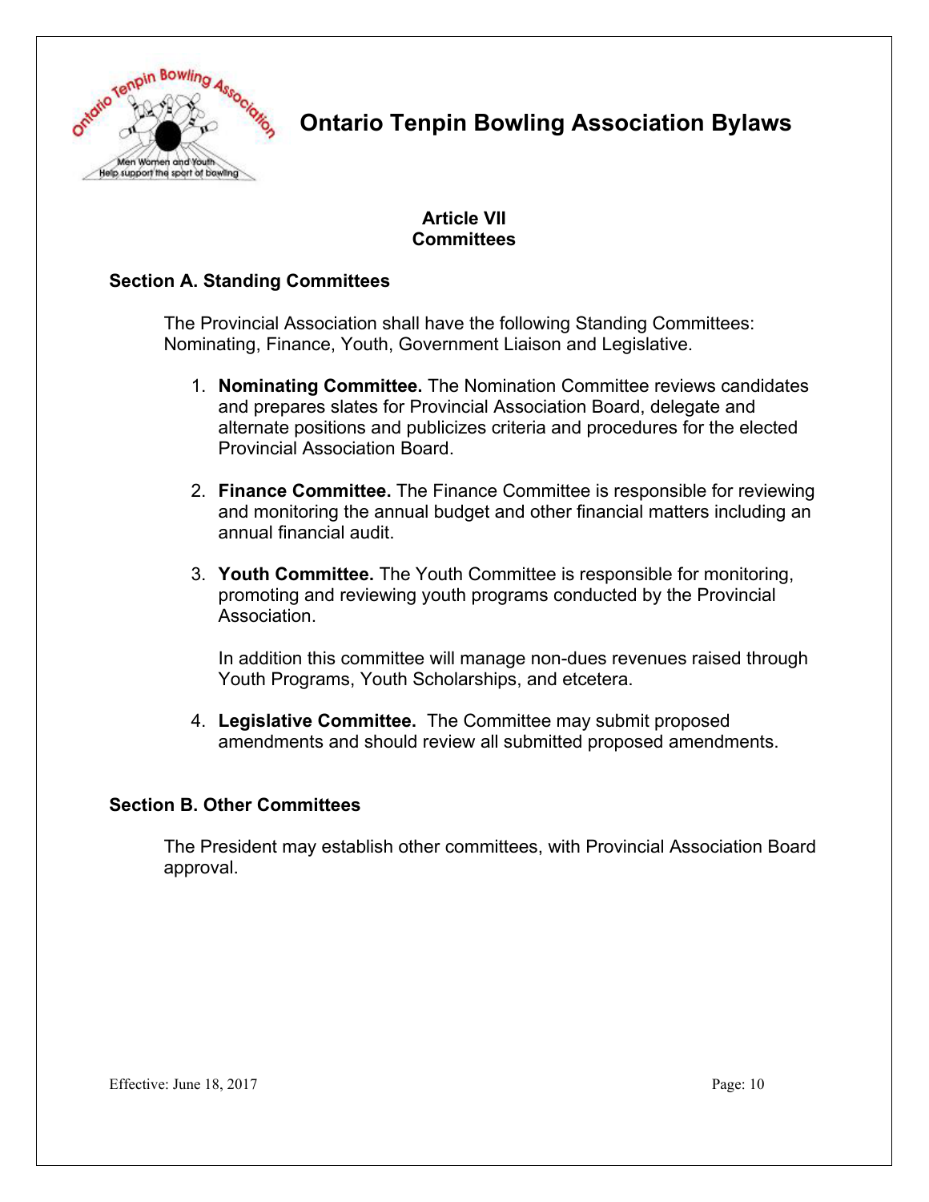## Article VII
## Committees

### Section A. Standing Committees

The Provincial Association shall have the following Standing Committees: Nominating, Finance, Youth, Government Liaison and Legislative.

1. **Nominating Committee.** The Nomination Committee reviews candidates and prepares slates for Provincial Association Board, delegate and alternate positions and publicizes criteria and procedures for the elected Provincial Association Board.

2. **Finance Committee.** The Finance Committee is responsible for reviewing and monitoring the annual budget and other financial matters including an annual financial audit.

3. **Youth Committee.** The Youth Committee is responsible for monitoring, promoting and reviewing youth programs conducted by the Provincial Association.

   In addition this committee will manage non-dues revenues raised through Youth Programs, Youth Scholarships, and etcetera.

4. **Legislative Committee.** The Committee may submit proposed amendments and should review all submitted proposed amendments.

### Section B. Other Committees

The President may establish other committees, with Provincial Association Board approval.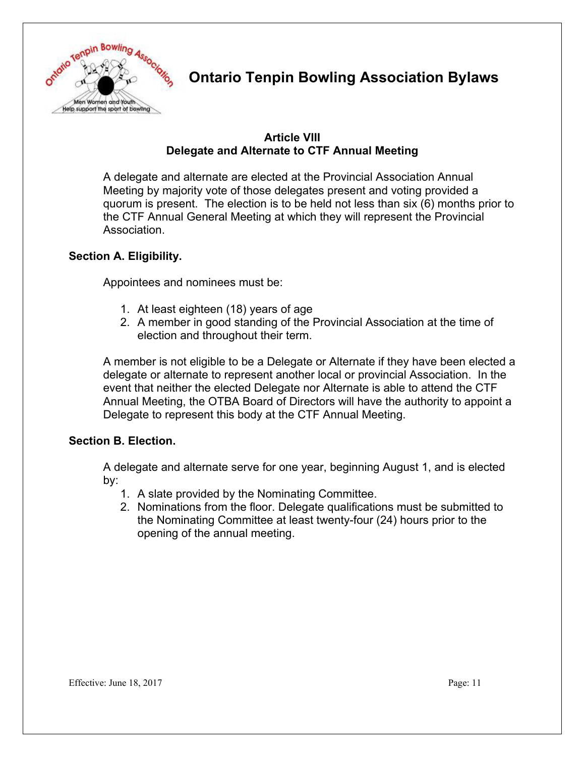## Article VIII
## Delegate and Alternate to CTF Annual Meeting

A delegate and alternate are elected at the Provincial Association Annual Meeting by majority vote of those delegates present and voting provided a quorum is present. The election is to be held not less than six (6) months prior to the CTF Annual General Meeting at which they will represent the Provincial Association.

### Section A. Eligibility.

Appointees and nominees must be:

1. At least eighteen (18) years of age
2. A member in good standing of the Provincial Association at the time of election and throughout their term.

A member is not eligible to be a Delegate or Alternate if they have been elected a delegate or alternate to represent another local or provincial Association. In the event that neither the elected Delegate nor Alternate is able to attend the CTF Annual Meeting, the OTBA Board of Directors will have the authority to appoint a Delegate to represent this body at the CTF Annual Meeting.

### Section B. Election.

A delegate and alternate serve for one year, beginning August 1, and is elected by:

1. A slate provided by the Nominating Committee.
2. Nominations from the floor. Delegate qualifications must be submitted to the Nominating Committee at least twenty-four (24) hours prior to the opening of the annual meeting.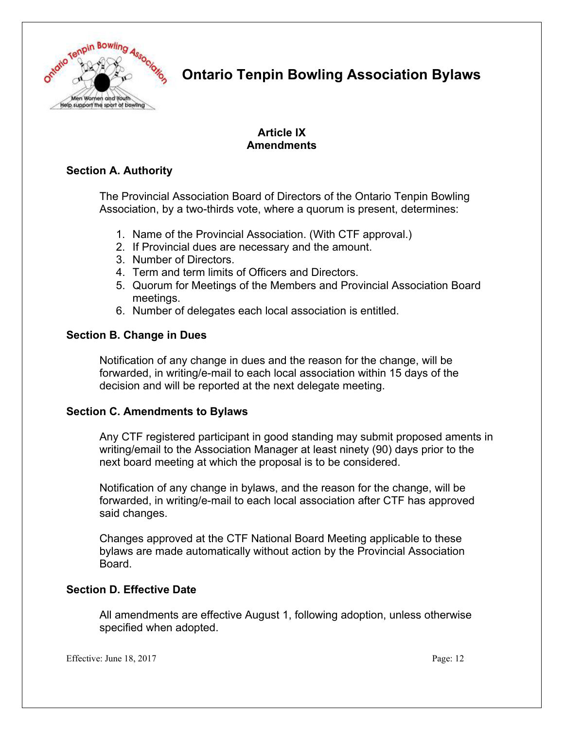# Ontario Tenpin Bowling Association Bylaws

## Article IX
## Amendments

### Section A. Authority

The Provincial Association Board of Directors of the Ontario Tenpin Bowling Association, by a two-thirds vote, where a quorum is present, determines:

1. Name of the Provincial Association. (With CTF approval.)
2. If Provincial dues are necessary and the amount.
3. Number of Directors.
4. Term and term limits of Officers and Directors.
5. Quorum for Meetings of the Members and Provincial Association Board meetings.
6. Number of delegates each local association is entitled.

### Section B. Change in Dues

Notification of any change in dues and the reason for the change, will be forwarded, in writing/e-mail to each local association within 15 days of the decision and will be reported at the next delegate meeting.

### Section C. Amendments to Bylaws

Any CTF registered participant in good standing may submit proposed aments in writing/email to the Association Manager at least ninety (90) days prior to the next board meeting at which the proposal is to be considered.

Notification of any change in bylaws, and the reason for the change, will be forwarded, in writing/e-mail to each local association after CTF has approved said changes.

Changes approved at the CTF National Board Meeting applicable to these bylaws are made automatically without action by the Provincial Association Board.

### Section D. Effective Date

All amendments are effective August 1, following adoption, unless otherwise specified when adopted.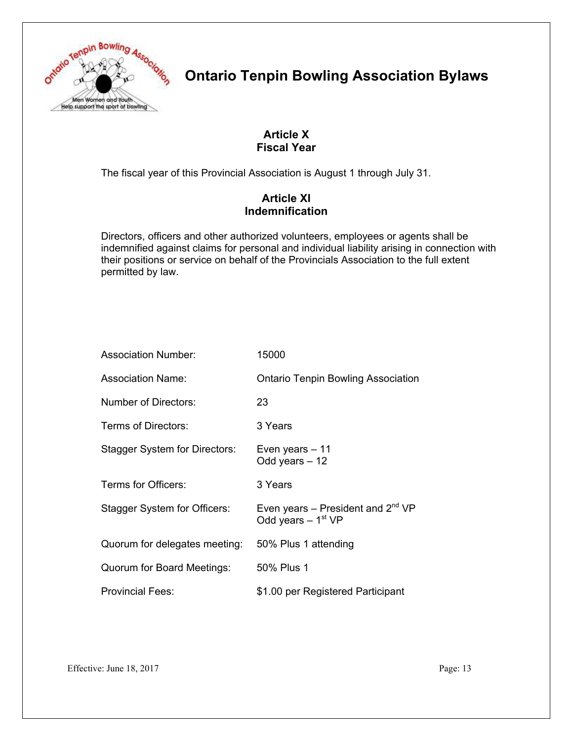# Ontario Tenpin Bowling Association Bylaws

## Article X
## Fiscal Year

The fiscal year of this Provincial Association is August 1 through July 31.

## Article XI
## Indemnification

Directors, officers and other authorized volunteers, employees or agents shall be indemnified against claims for personal and individual liability arising in connection with their positions or service on behalf of the Provincials Association to the full extent permitted by law.

| | |
|---|---|
| Association Number: | 15000 |
| Association Name: | Ontario Tenpin Bowling Association |
| Number of Directors: | 23 |
| Terms of Directors: | 3 Years |
| Stagger System for Directors: | Even years – 11<br>Odd years – 12 |
| Terms for Officers: | 3 Years |
| Stagger System for Officers: | Even years – President and 2nd VP<br>Odd years – 1st VP |
| Quorum for delegates meeting: | 50% Plus 1 attending |
| Quorum for Board Meetings: | 50% Plus 1 |
| Provincial Fees: | $1.00 per Registered Participant |

Effective: June 18, 2017